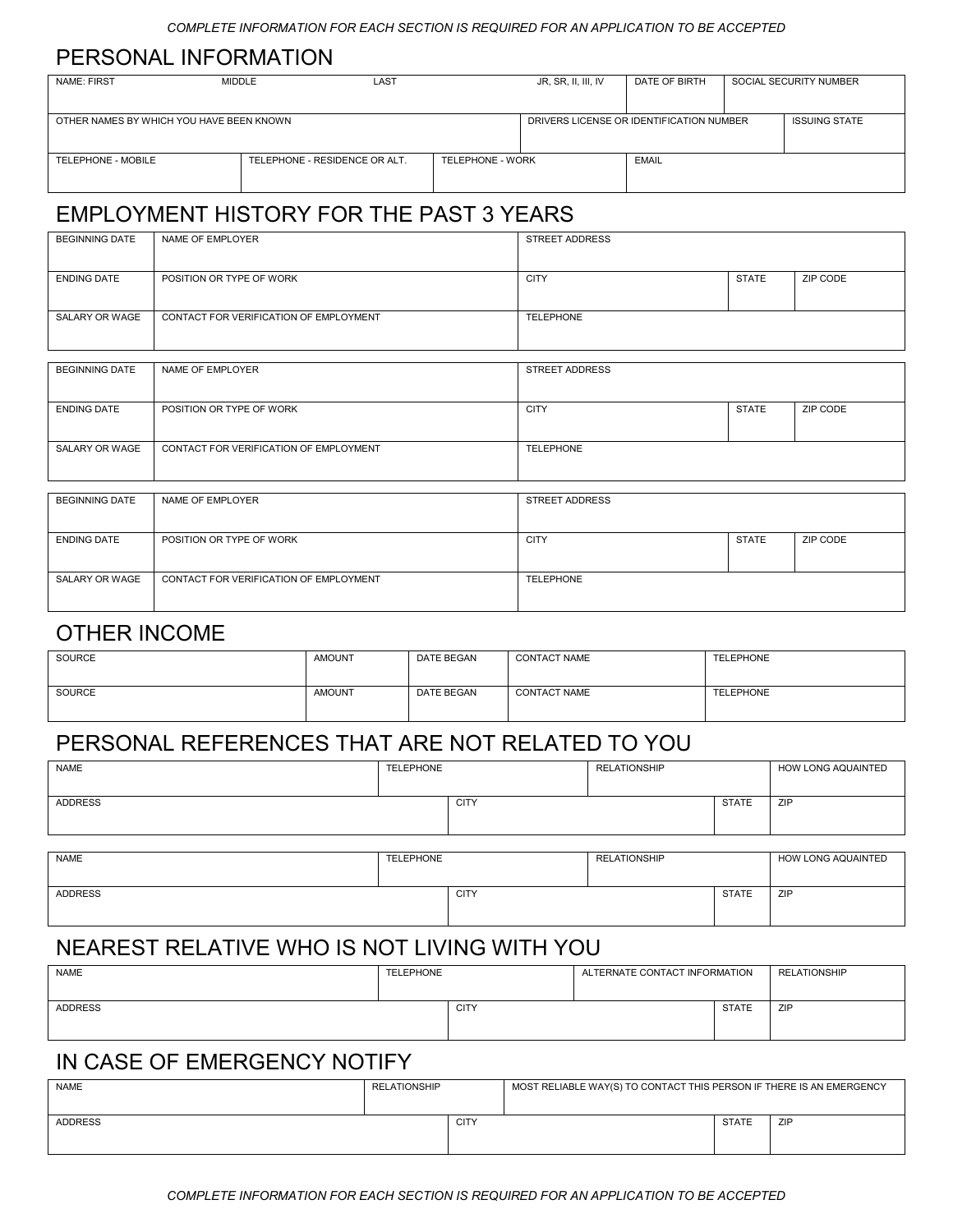*COMPLETE INFORMATION FOR EACH SECTION IS REQUIRED FOR AN APPLICATION TO BE ACCEPTED*

## PERSONAL INFORMATION

| NAME: FIRST | MIDDLE | LAST | JR, SR, II, III, IV | DATE OF BIRTH | SOCIAL SECURITY NUMBER |
|---|---|---|---|---|---|
| | | | | | |

| OTHER NAMES BY WHICH YOU HAVE BEEN KNOWN | DRIVERS LICENSE OR IDENTIFICATION NUMBER | ISSUING STATE |
|---|---|---|
| | | |

| TELEPHONE - MOBILE | TELEPHONE - RESIDENCE OR ALT. | TELEPHONE - WORK | EMAIL |
|---|---|---|---|
| | | | |

## EMPLOYMENT HISTORY FOR THE PAST 3 YEARS

| BEGINNING DATE | NAME OF EMPLOYER | STREET ADDRESS | | |
|---|---|---|---|---|
| ENDING DATE | POSITION OR TYPE OF WORK | CITY | STATE | ZIP CODE |
| SALARY OR WAGE | CONTACT FOR VERIFICATION OF EMPLOYMENT | TELEPHONE | | |

| BEGINNING DATE | NAME OF EMPLOYER | STREET ADDRESS | | |
|---|---|---|---|---|
| ENDING DATE | POSITION OR TYPE OF WORK | CITY | STATE | ZIP CODE |
| SALARY OR WAGE | CONTACT FOR VERIFICATION OF EMPLOYMENT | TELEPHONE | | |

| BEGINNING DATE | NAME OF EMPLOYER | STREET ADDRESS | | |
|---|---|---|---|---|
| ENDING DATE | POSITION OR TYPE OF WORK | CITY | STATE | ZIP CODE |
| SALARY OR WAGE | CONTACT FOR VERIFICATION OF EMPLOYMENT | TELEPHONE | | |

## OTHER INCOME

| SOURCE | AMOUNT | DATE BEGAN | CONTACT NAME | TELEPHONE |
|---|---|---|---|---|
| SOURCE | AMOUNT | DATE BEGAN | CONTACT NAME | TELEPHONE |

## PERSONAL REFERENCES THAT ARE NOT RELATED TO YOU

| NAME | TELEPHONE | RELATIONSHIP | HOW LONG AQUAINTED |
|---|---|---|---|
| ADDRESS | CITY | STATE | ZIP |

| NAME | TELEPHONE | RELATIONSHIP | HOW LONG AQUAINTED |
|---|---|---|---|
| ADDRESS | CITY | STATE | ZIP |

## NEAREST RELATIVE WHO IS NOT LIVING WITH YOU

| NAME | TELEPHONE | ALTERNATE CONTACT INFORMATION | RELATIONSHIP |
|---|---|---|---|
| ADDRESS | CITY | STATE | ZIP |

## IN CASE OF EMERGENCY NOTIFY

| NAME | RELATIONSHIP | MOST RELIABLE WAY(S) TO CONTACT THIS PERSON IF THERE IS AN EMERGENCY | |
|---|---|---|---|
| ADDRESS | CITY | STATE | ZIP |

*COMPLETE INFORMATION FOR EACH SECTION IS REQUIRED FOR AN APPLICATION TO BE ACCEPTED*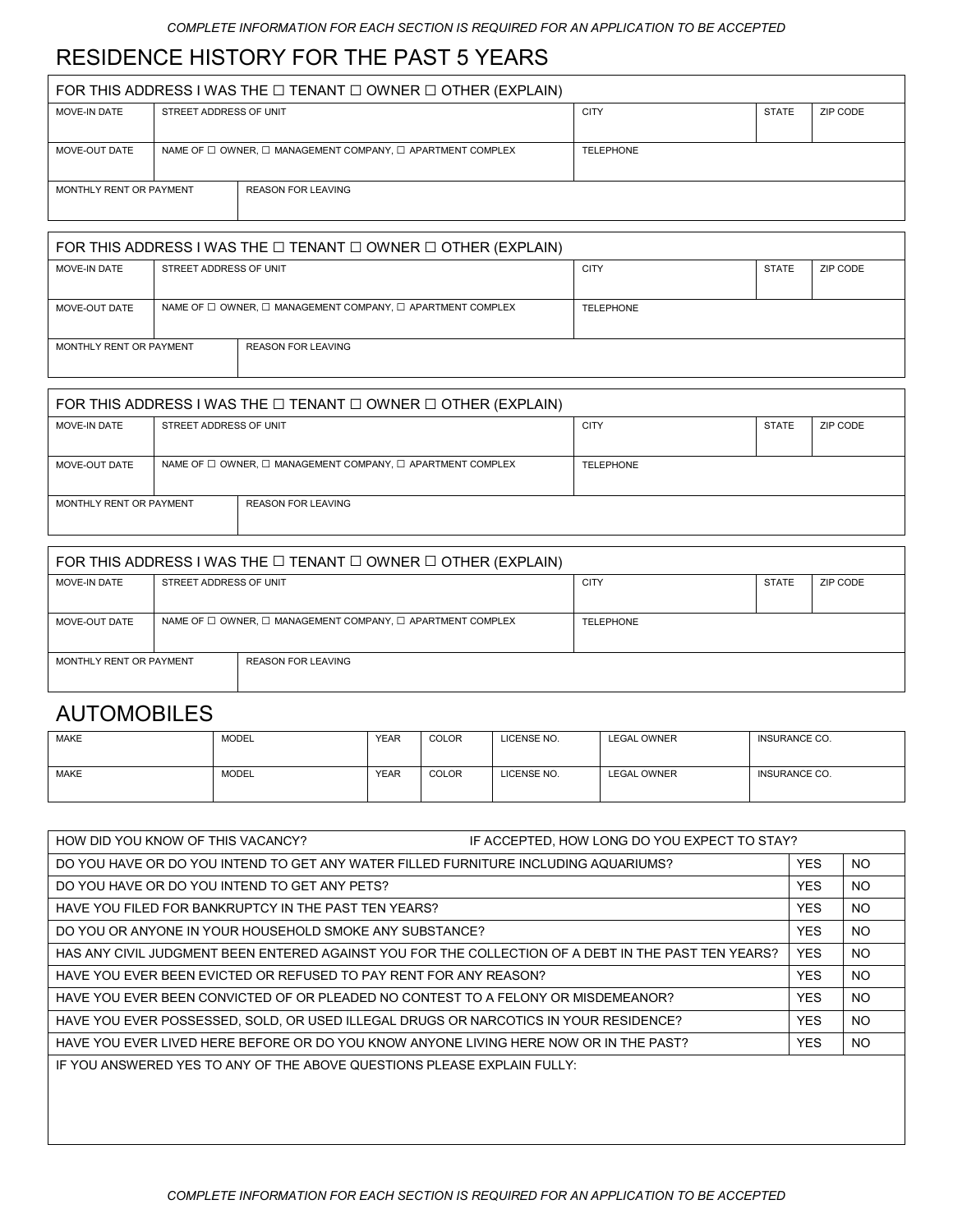*COMPLETE INFORMATION FOR EACH SECTION IS REQUIRED FOR AN APPLICATION TO BE ACCEPTED*

# RESIDENCE HISTORY FOR THE PAST 5 YEARS

| FOR THIS ADDRESS I WAS THE ☐ TENANT ☐ OWNER ☐ OTHER (EXPLAIN) | | | | |
|---|---|---|---|---|
| MOVE-IN DATE | STREET ADDRESS OF UNIT | CITY | STATE | ZIP CODE |
| MOVE-OUT DATE | NAME OF ☐ OWNER, ☐ MANAGEMENT COMPANY, ☐ APARTMENT COMPLEX | TELEPHONE | | |
| MONTHLY RENT OR PAYMENT | REASON FOR LEAVING | | | |

| FOR THIS ADDRESS I WAS THE ☐ TENANT ☐ OWNER ☐ OTHER (EXPLAIN) | | | | |
|---|---|---|---|---|
| MOVE-IN DATE | STREET ADDRESS OF UNIT | CITY | STATE | ZIP CODE |
| MOVE-OUT DATE | NAME OF ☐ OWNER, ☐ MANAGEMENT COMPANY, ☐ APARTMENT COMPLEX | TELEPHONE | | |
| MONTHLY RENT OR PAYMENT | REASON FOR LEAVING | | | |

| FOR THIS ADDRESS I WAS THE ☐ TENANT ☐ OWNER ☐ OTHER (EXPLAIN) | | | | |
|---|---|---|---|---|
| MOVE-IN DATE | STREET ADDRESS OF UNIT | CITY | STATE | ZIP CODE |
| MOVE-OUT DATE | NAME OF ☐ OWNER, ☐ MANAGEMENT COMPANY, ☐ APARTMENT COMPLEX | TELEPHONE | | |
| MONTHLY RENT OR PAYMENT | REASON FOR LEAVING | | | |

| FOR THIS ADDRESS I WAS THE ☐ TENANT ☐ OWNER ☐ OTHER (EXPLAIN) | | | | |
|---|---|---|---|---|
| MOVE-IN DATE | STREET ADDRESS OF UNIT | CITY | STATE | ZIP CODE |
| MOVE-OUT DATE | NAME OF ☐ OWNER, ☐ MANAGEMENT COMPANY, ☐ APARTMENT COMPLEX | TELEPHONE | | |
| MONTHLY RENT OR PAYMENT | REASON FOR LEAVING | | | |

# AUTOMOBILES

| | | | | | | |
|---|---|---|---|---|---|---|
| MAKE | MODEL | YEAR | COLOR | LICENSE NO. | LEGAL OWNER | INSURANCE CO. |
| MAKE | MODEL | YEAR | COLOR | LICENSE NO. | LEGAL OWNER | INSURANCE CO. |

| | | |
|---|---|---|
| HOW DID YOU KNOW OF THIS VACANCY? IF ACCEPTED, HOW LONG DO YOU EXPECT TO STAY? | | |
| DO YOU HAVE OR DO YOU INTEND TO GET ANY WATER FILLED FURNITURE INCLUDING AQUARIUMS? | YES | NO |
| DO YOU HAVE OR DO YOU INTEND TO GET ANY PETS? | YES | NO |
| HAVE YOU FILED FOR BANKRUPTCY IN THE PAST TEN YEARS? | YES | NO |
| DO YOU OR ANYONE IN YOUR HOUSEHOLD SMOKE ANY SUBSTANCE? | YES | NO |
| HAS ANY CIVIL JUDGMENT BEEN ENTERED AGAINST YOU FOR THE COLLECTION OF A DEBT IN THE PAST TEN YEARS? | YES | NO |
| HAVE YOU EVER BEEN EVICTED OR REFUSED TO PAY RENT FOR ANY REASON? | YES | NO |
| HAVE YOU EVER BEEN CONVICTED OF OR PLEADED NO CONTEST TO A FELONY OR MISDEMEANOR? | YES | NO |
| HAVE YOU EVER POSSESSED, SOLD, OR USED ILLEGAL DRUGS OR NARCOTICS IN YOUR RESIDENCE? | YES | NO |
| HAVE YOU EVER LIVED HERE BEFORE OR DO YOU KNOW ANYONE LIVING HERE NOW OR IN THE PAST? | YES | NO |
| IF YOU ANSWERED YES TO ANY OF THE ABOVE QUESTIONS PLEASE EXPLAIN FULLY: | | |

*COMPLETE INFORMATION FOR EACH SECTION IS REQUIRED FOR AN APPLICATION TO BE ACCEPTED*